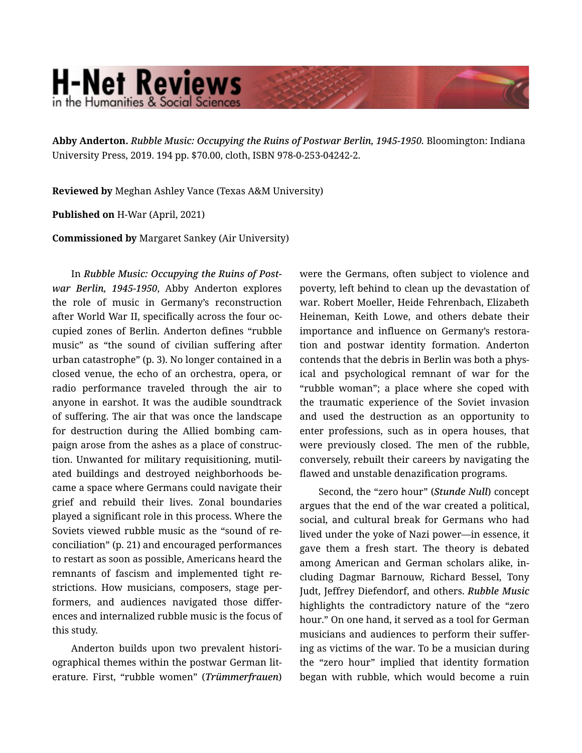**Abby Anderton.** *Rubble Music: Occupying the Ruins of Postwar Berlin, 1945-1950.* Bloomington: Indiana University Press, 2019. 194 pp. $70.00, cloth, ISBN 978-0-253-04242-2.

**Reviewed by** Meghan Ashley Vance (Texas A&M University)

**Published on** H-War (April, 2021)

**Commissioned by** Margaret Sankey (Air University)

In *Rubble Music: Occupying the Ruins of Postwar Berlin, 1945-1950*, Abby Anderton explores the role of music in Germany's reconstruction after World War II, specifically across the four occupied zones of Berlin. Anderton defines "rubble music" as "the sound of civilian suffering after urban catastrophe" (p. 3). No longer contained in a closed venue, the echo of an orchestra, opera, or radio performance traveled through the air to anyone in earshot. It was the audible soundtrack of suffering. The air that was once the landscape for destruction during the Allied bombing campaign arose from the ashes as a place of construction. Unwanted for military requisitioning, mutilated buildings and destroyed neighborhoods became a space where Germans could navigate their grief and rebuild their lives. Zonal boundaries played a significant role in this process. Where the Soviets viewed rubble music as the "sound of reconciliation" (p. 21) and encouraged performances to restart as soon as possible, Americans heard the remnants of fascism and implemented tight restrictions. How musicians, composers, stage performers, and audiences navigated those differences and internalized rubble music is the focus of this study.

Anderton builds upon two prevalent historiographical themes within the postwar German literature. First, "rubble women" (*Trümmerfrauen*) were the Germans, often subject to violence and poverty, left behind to clean up the devastation of war. Robert Moeller, Heide Fehrenbach, Elizabeth Heineman, Keith Lowe, and others debate their importance and influence on Germany's restoration and postwar identity formation. Anderton contends that the debris in Berlin was both a physical and psychological remnant of war for the "rubble woman"; a place where she coped with the traumatic experience of the Soviet invasion and used the destruction as an opportunity to enter professions, such as in opera houses, that were previously closed. The men of the rubble, conversely, rebuilt their careers by navigating the flawed and unstable denazification programs.

Second, the "zero hour" (*Stunde Null*) concept argues that the end of the war created a political, social, and cultural break for Germans who had lived under the yoke of Nazi power—in essence, it gave them a fresh start. The theory is debated among American and German scholars alike, including Dagmar Barnouw, Richard Bessel, Tony Judt, Jeffrey Diefendorf, and others. *Rubble Music* highlights the contradictory nature of the "zero hour." On one hand, it served as a tool for German musicians and audiences to perform their suffering as victims of the war. To be a musician during the "zero hour" implied that identity formation began with rubble, which would become a ruin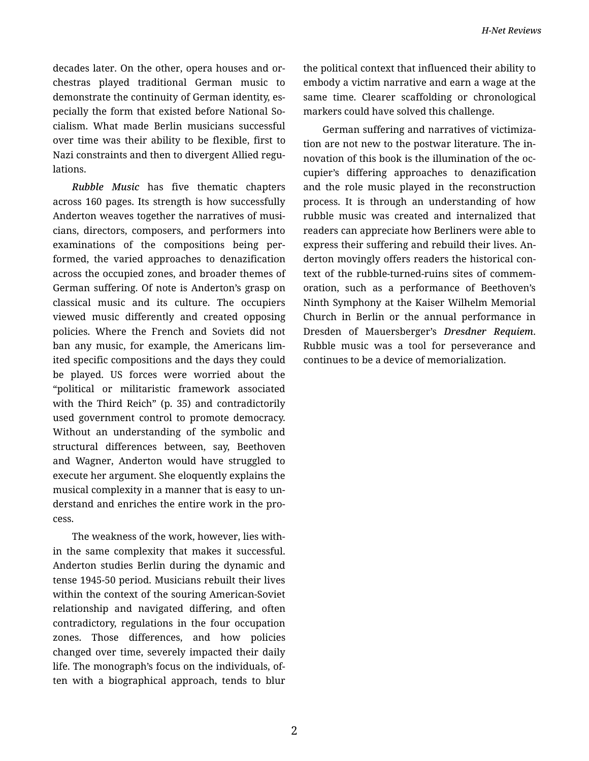decades later. On the other, opera houses and orchestras played traditional German music to demonstrate the continuity of German identity, especially the form that existed before National Socialism. What made Berlin musicians successful over time was their ability to be flexible, first to Nazi constraints and then to divergent Allied regulations.

*Rubble Music* has five thematic chapters across 160 pages. Its strength is how successfully Anderton weaves together the narratives of musicians, directors, composers, and performers into examinations of the compositions being performed, the varied approaches to denazification across the occupied zones, and broader themes of German suffering. Of note is Anderton's grasp on classical music and its culture. The occupiers viewed music differently and created opposing policies. Where the French and Soviets did not ban any music, for example, the Americans limited specific compositions and the days they could be played. US forces were worried about the "political or militaristic framework associated with the Third Reich" (p. 35) and contradictorily used government control to promote democracy. Without an understanding of the symbolic and structural differences between, say, Beethoven and Wagner, Anderton would have struggled to execute her argument. She eloquently explains the musical complexity in a manner that is easy to understand and enriches the entire work in the process.

The weakness of the work, however, lies within the same complexity that makes it successful. Anderton studies Berlin during the dynamic and tense 1945-50 period. Musicians rebuilt their lives within the context of the souring American-Soviet relationship and navigated differing, and often contradictory, regulations in the four occupation zones. Those differences, and how policies changed over time, severely impacted their daily life. The monograph's focus on the individuals, often with a biographical approach, tends to blur the political context that influenced their ability to embody a victim narrative and earn a wage at the same time. Clearer scaffolding or chronological markers could have solved this challenge.

German suffering and narratives of victimization are not new to the postwar literature. The innovation of this book is the illumination of the occupier's differing approaches to denazification and the role music played in the reconstruction process. It is through an understanding of how rubble music was created and internalized that readers can appreciate how Berliners were able to express their suffering and rebuild their lives. Anderton movingly offers readers the historical context of the rubble-turned-ruins sites of commemoration, such as a performance of Beethoven's Ninth Symphony at the Kaiser Wilhelm Memorial Church in Berlin or the annual performance in Dresden of Mauersberger's ***Dresdner Requiem***. Rubble music was a tool for perseverance and continues to be a device of memorialization.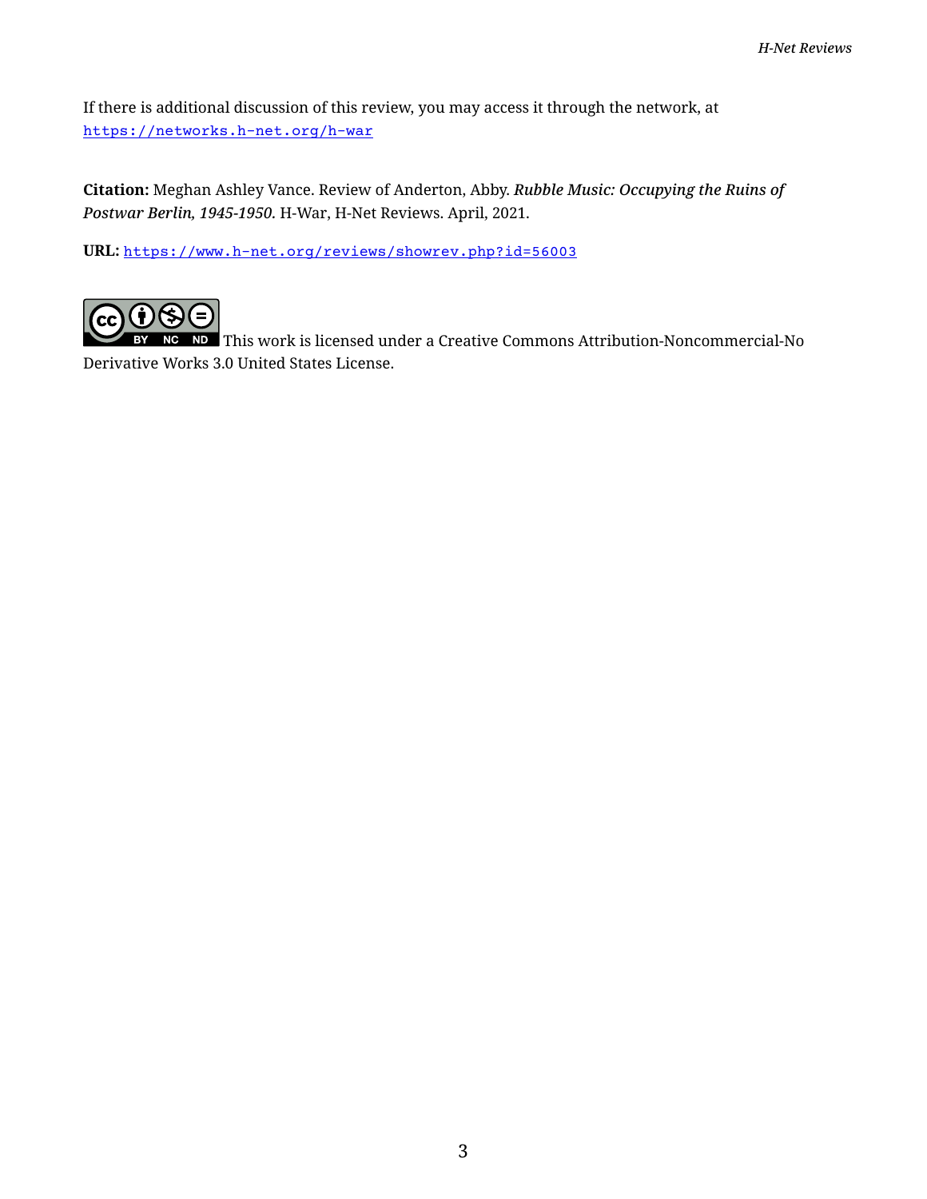If there is additional discussion of this review, you may access it through the network, at https://networks.h-net.org/h-war

**Citation:** Meghan Ashley Vance. Review of Anderton, Abby. ***Rubble Music: Occupying the Ruins of Postwar Berlin, 1945-1950.*** H-War, H-Net Reviews. April, 2021.

**URL:** https://www.h-net.org/reviews/showrev.php?id=56003

This work is licensed under a Creative Commons Attribution-Noncommercial-No Derivative Works 3.0 United States License.